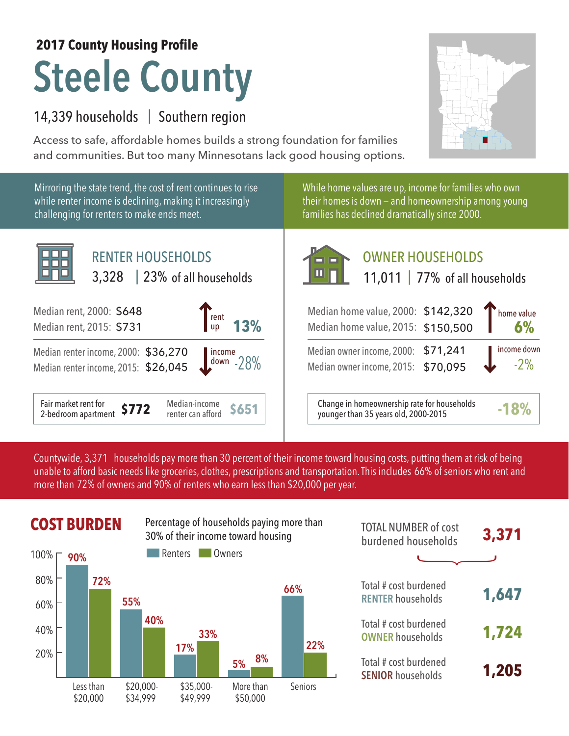**2017 County Housing Profile**

# Steele County

14,339 households | Southern region

Access to safe, affordable homes builds a strong foundation for families and communities. But too many Minnesotans lack good housing options.

Mirroring the state trend, the cost of rent continues to rise while renter income is declining, making it increasingly challenging for renters to make ends meet.

## RENTER HOUSEHOLDS

3,328 | 23% of all households

| | | |
|---|---|---|
| Median rent, 2000: | $648 | rent up **13%** |
| Median rent, 2015: | $731 | |
| Median renter income, 2000: | $36,270 | income down -28% |
| Median renter income, 2015: | $26,045 | |

| Fair market rent for 2-bedroom apartment | **$772** | Median-income renter can afford | **$651** |
|---|---|---|---|

While home values are up, income for families who own their homes is down – and homeownership among young families has declined dramatically since 2000.

## OWNER HOUSEHOLDS

11,011 | 77% of all households

| | | |
|---|---|---|
| Median home value, 2000: | $142,320 | home value **6%** |
| Median home value, 2015: | $150,500 | |
| Median owner income, 2000: | $71,241 | income down -2% |
| Median owner income, 2015: | $70,095 | |

| Change in homeownership rate for households younger than 35 years old, 2000-2015 | **-18%** |
|---|---|

Countywide, 3,371 households pay more than 30 percent of their income toward housing costs, putting them at risk of being unable to afford basic needs like groceries, clothes, prescriptions and transportation. This includes 66% of seniors who rent and more than 72% of owners and 90% of renters who earn less than $20,000 per year.

## COST BURDEN

Percentage of households paying more than 30% of their income toward housing

| | Renters | Owners |
|---|---|---|
| Less than $20,000 | 90% | 72% |
| $20,000-$34,999 | 55% | 40% |
| $35,000-$49,999 | 17% | 33% |
| More than $50,000 | 5% | 8% |
| Seniors | 66% | 22% |

TOTAL NUMBER of cost burdened households **3,371**

| | |
|---|---|
| Total # cost burdened RENTER households | **1,647** |
| Total # cost burdened OWNER households | **1,724** |
| Total # cost burdened SENIOR households | **1,205** |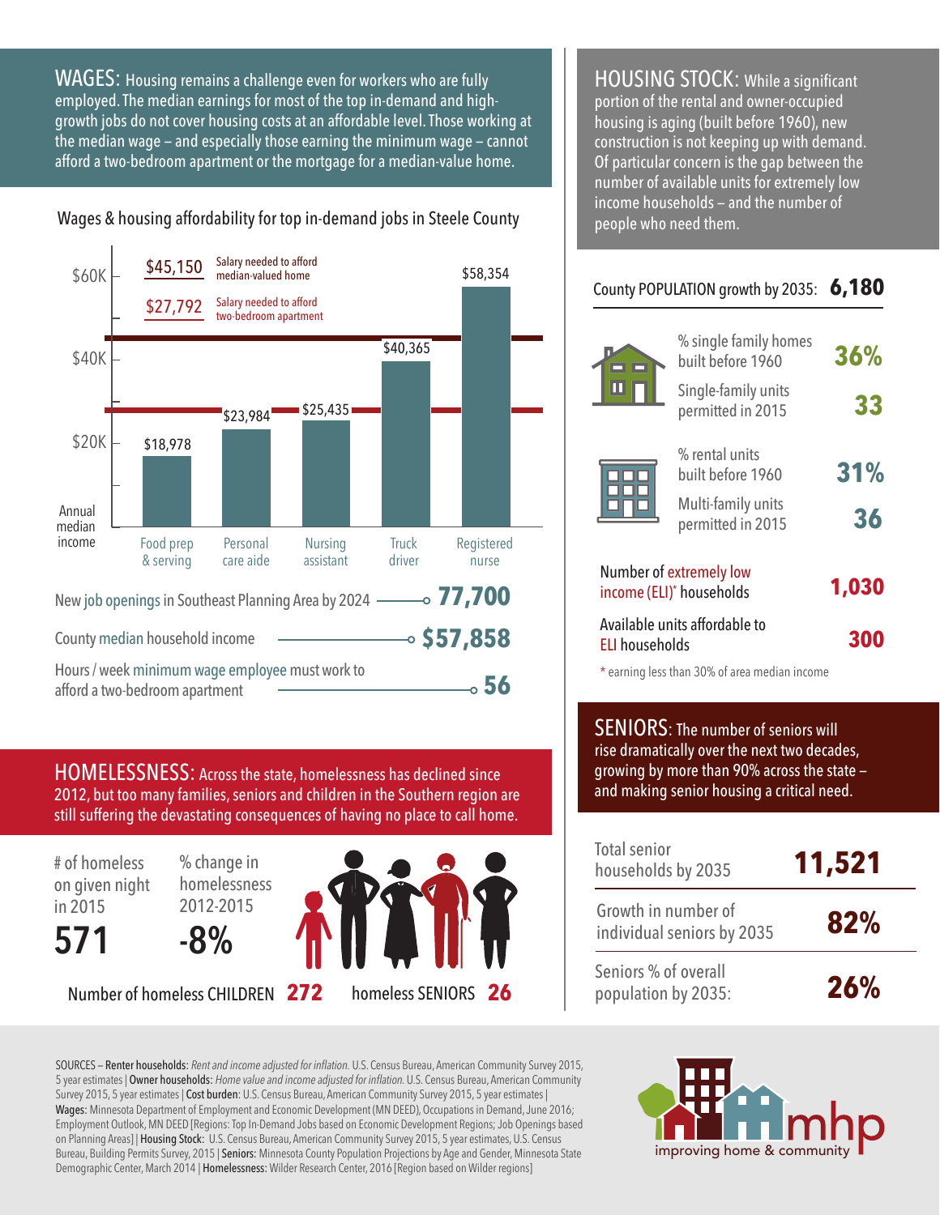## WAGES:

Housing remains a challenge even for workers who are fully employed. The median earnings for most of the top in-demand and high-growth jobs do not cover housing costs at an affordable level. Those working at the median wage – and especially those earning the minimum wage – cannot afford a two-bedroom apartment or the mortgage for a median-value home.

Wages & housing affordability for top in-demand jobs in Steele County

$45,150 Salary needed to afford median-valued home

$27,792 Salary needed to afford two-bedroom apartment

$60K
$40K
$20K
Annual median income

$18,978 Food prep & serving
$23,984 Personal care aide
$25,435 Nursing assistant
$40,365 Truck driver
$58,354 Registered nurse

New job openings in Southeast Planning Area by 2024 — **77,700**

County median household income — **$57,858**

Hours / week minimum wage employee must work to afford a two-bedroom apartment — **56**

## HOMELESSNESS:

Across the state, homelessness has declined since 2012, but too many families, seniors and children in the Southern region are still suffering the devastating consequences of having no place to call home.

# of homeless on given night in 2015
**571**

% change in homelessness 2012-2015
**-8%**

Number of homeless CHILDREN **272**

homeless SENIORS **26**

## HOUSING STOCK:

While a significant portion of the rental and owner-occupied housing is aging (built before 1960), new construction is not keeping up with demand. Of particular concern is the gap between the number of available units for extremely low income households – and the number of people who need them.

County POPULATION growth by 2035: **6,180**

| | |
|---|---|
| % single family homes built before 1960 | **36%** |
| Single-family units permitted in 2015 | **33** |
| % rental units built before 1960 | **31%** |
| Multi-family units permitted in 2015 | **36** |
| Number of extremely low income (ELI)* households | **1,030** |
| Available units affordable to ELI households | **300** |

* earning less than 30% of area median income

## SENIORS:

The number of seniors will rise dramatically over the next two decades, growing by more than 90% across the state – and making senior housing a critical need.

| | |
|---|---|
| Total senior households by 2035 | **11,521** |
| Growth in number of individual seniors by 2035 | **82%** |
| Seniors % of overall population by 2035: | **26%** |

SOURCES – **Renter households**: *Rent and income adjusted for inflation.* U.S. Census Bureau, American Community Survey 2015, 5 year estimates | **Owner households**: *Home value and income adjusted for inflation.* U.S. Census Bureau, American Community Survey 2015, 5 year estimates | **Cost burden**: U.S. Census Bureau, American Community Survey 2015, 5 year estimates | **Wages**: Minnesota Department of Employment and Economic Development (MN DEED), Occupations in Demand, June 2016; Employment Outlook, MN DEED [Regions: Top In-Demand Jobs based on Economic Development Regions; Job Openings based on Planning Areas] | **Housing Stock**: U.S. Census Bureau, American Community Survey 2015, 5 year estimates, U.S. Census Bureau, Building Permits Survey, 2015 | **Seniors**: Minnesota County Population Projections by Age and Gender, Minnesota State Demographic Center, March 2014 | **Homelessness**: Wilder Research Center, 2016 [Region based on Wilder regions]

mhp improving home & community